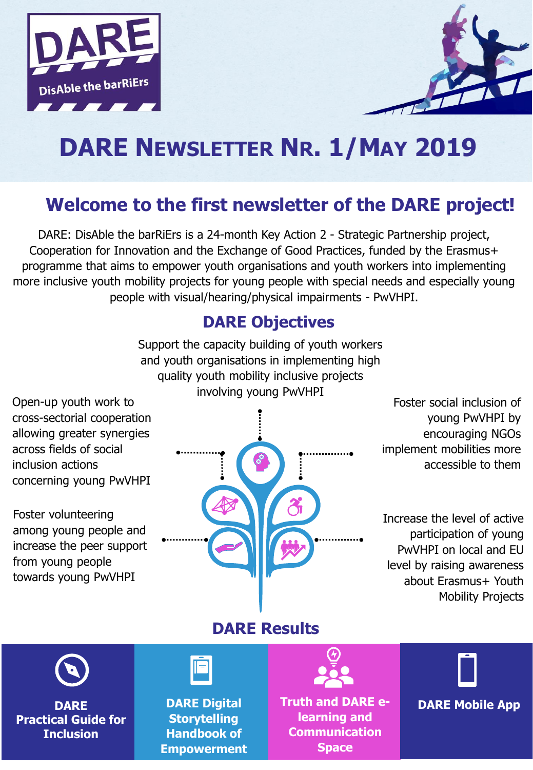DARE

DisAble the barRiErs

# DARE Newsletter Nr. 1/May 2019

## Welcome to the first newsletter of the DARE project!

DARE: DisAble the barRiErs is a 24-month Key Action 2 - Strategic Partnership project, Cooperation for Innovation and the Exchange of Good Practices, funded by the Erasmus+ programme that aims to empower youth organisations and youth workers into implementing more inclusive youth mobility projects for young people with special needs and especially young people with visual/hearing/physical impairments - PwVHPI.

## DARE Objectives

- Support the capacity building of youth workers and youth organisations in implementing high quality youth mobility inclusive projects involving young PwVHPI
- Open-up youth work to cross-sectorial cooperation allowing greater synergies across fields of social inclusion actions concerning young PwVHPI
- Foster social inclusion of young PwVHPI by encouraging NGOs implement mobilities more accessible to them
- Foster volunteering among young people and increase the peer support from young people towards young PwVHPI
- Increase the level of active participation of young PwVHPI on local and EU level by raising awareness about Erasmus+ Youth Mobility Projects

## DARE Results

- **DARE Practical Guide for Inclusion**
- **DARE Digital Storytelling Handbook of Empowerment**
- **Truth and DARE e-learning and Communication Space**
- **DARE Mobile App**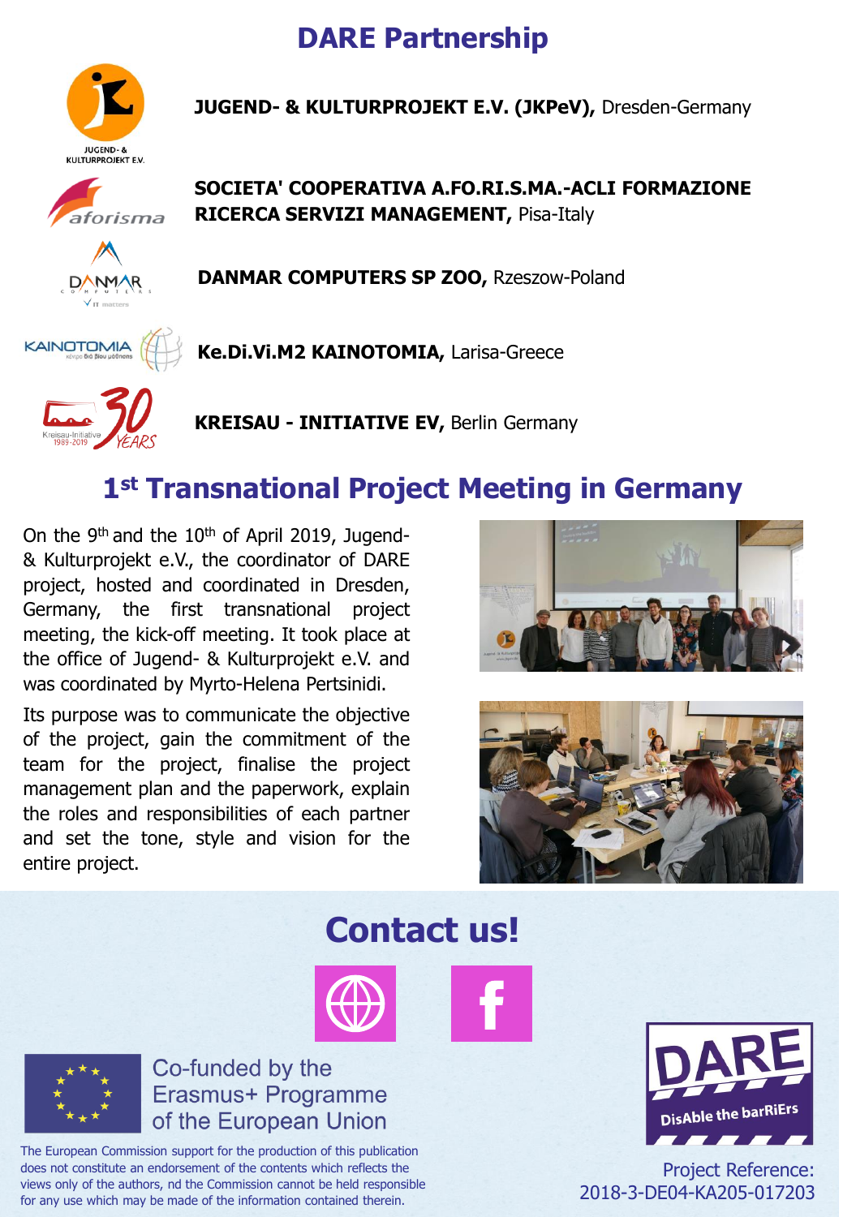# DARE Partnership

**JUGEND- & KULTURPROJEKT E.V. (JKPeV),** Dresden-Germany

**SOCIETA' COOPERATIVA A.FO.RI.S.MA.-ACLI FORMAZIONE RICERCA SERVIZI MANAGEMENT,** Pisa-Italy

**DANMAR COMPUTERS SP ZOO,** Rzeszow-Poland

**Ke.Di.Vi.M2 KAINOTOMIA,** Larisa-Greece

**KREISAU - INITIATIVE EV,** Berlin Germany

## 1st Transnational Project Meeting in Germany

On the 9th and the 10th of April 2019, Jugend- & Kulturprojekt e.V., the coordinator of DARE project, hosted and coordinated in Dresden, Germany, the first transnational project meeting, the kick-off meeting. It took place at the office of Jugend- & Kulturprojekt e.V. and was coordinated by Myrto-Helena Pertsinidi.

Its purpose was to communicate the objective of the project, gain the commitment of the team for the project, finalise the project management plan and the paperwork, explain the roles and responsibilities of each partner and set the tone, style and vision for the entire project.

## Contact us!

Co-funded by the Erasmus+ Programme of the European Union

The European Commission support for the production of this publication does not constitute an endorsement of the contents which reflects the views only of the authors, nd the Commission cannot be held responsible for any use which may be made of the information contained therein.

DARE DisAble the barRiErs

Project Reference: 2018-3-DE04-KA205-017203